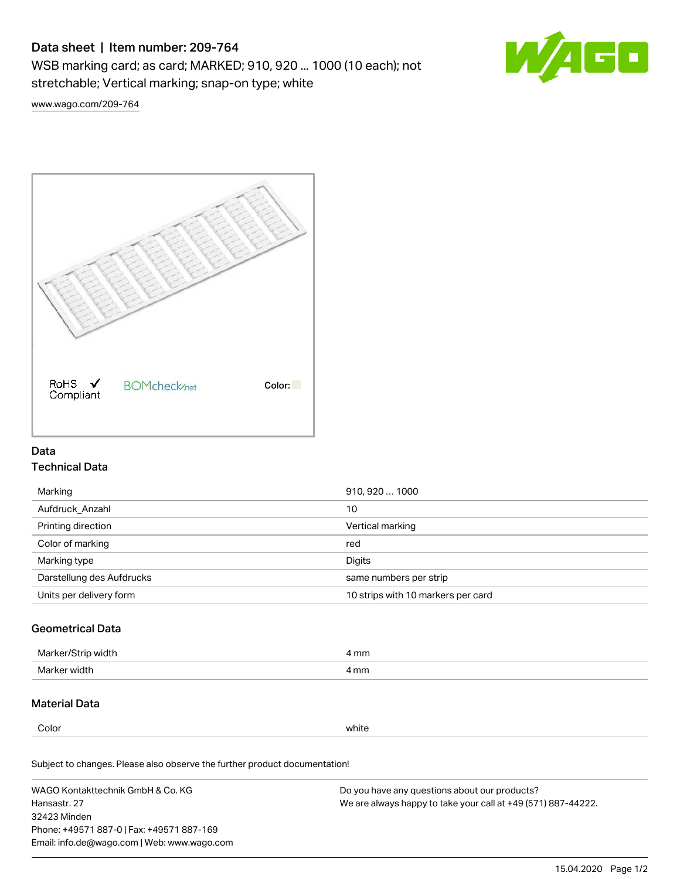# Data sheet | Item number: 209-764

WSB marking card; as card; MARKED; 910, 920 ... 1000 (10 each); not stretchable; Vertical marking; snap-on type; white

www.wago.com/209-764

RoHS Compliant

BOMcheck.net

Color:

## Data

### Technical Data

| | |
|---|---|
| Marking | 910, 920 … 1000 |
| Aufdruck_Anzahl | 10 |
| Printing direction | Vertical marking |
| Color of marking | red |
| Marking type | Digits |
| Darstellung des Aufdrucks | same numbers per strip |
| Units per delivery form | 10 strips with 10 markers per card |

### Geometrical Data

| | |
|---|---|
| Marker/Strip width | 4 mm |
| Marker width | 4 mm |

### Material Data

| | |
|---|---|
| Color | white |

Subject to changes. Please also observe the further product documentation!

WAGO Kontakttechnik GmbH & Co. KG
Hansastr. 27
32423 Minden
Phone: +49571 887-0 | Fax: +49571 887-169
Email: info.de@wago.com | Web: www.wago.com

Do you have any questions about our products?
We are always happy to take your call at +49 (571) 887-44222.

15.04.2020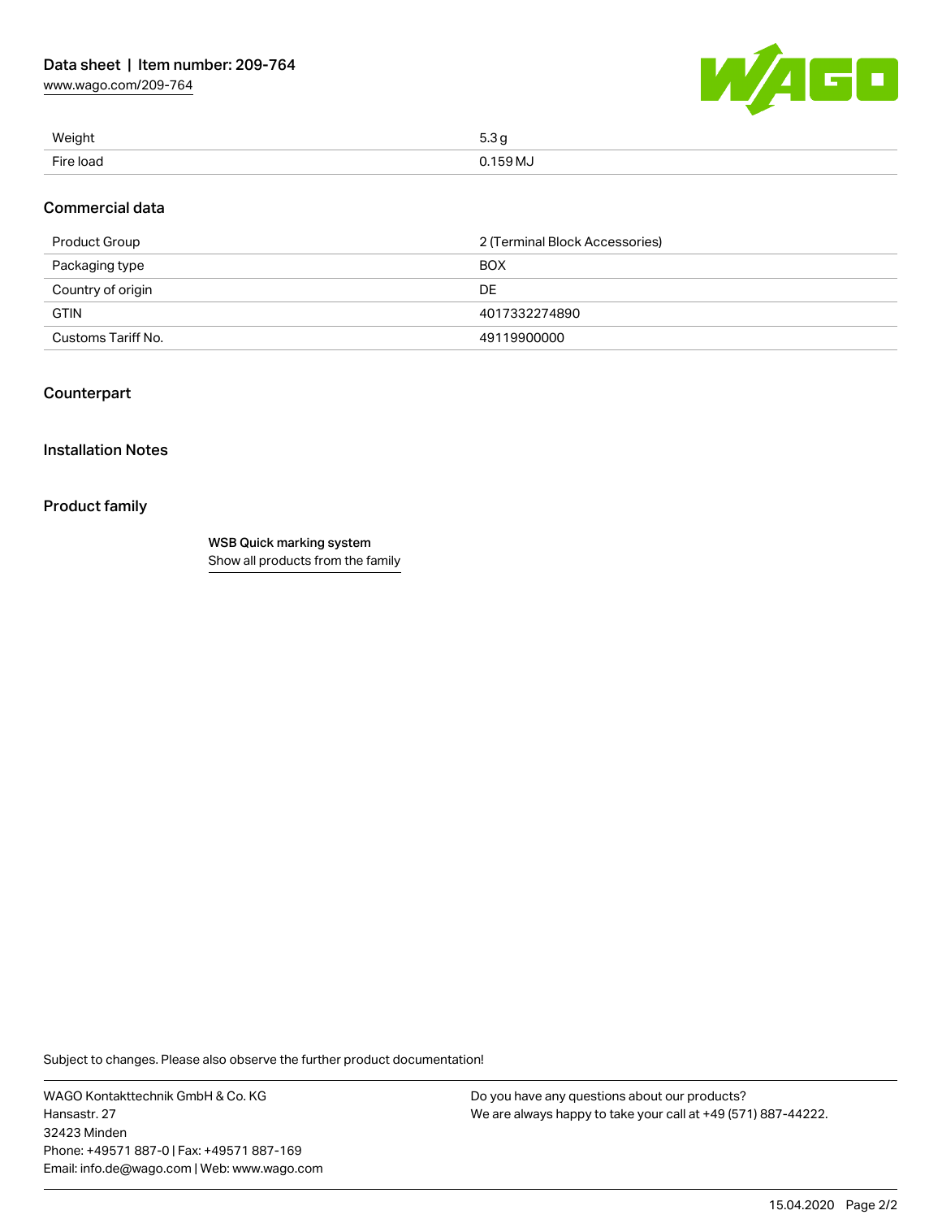| | |
|---|---|
| Weight | 5.3 g |
| Fire load | 0.159 MJ |

## Commercial data

| | |
|---|---|
| Product Group | 2 (Terminal Block Accessories) |
| Packaging type | BOX |
| Country of origin | DE |
| GTIN | 4017332274890 |
| Customs Tariff No. | 49119900000 |

## Counterpart

## Installation Notes

## Product family

**WSB Quick marking system**
Show all products from the family

Subject to changes. Please also observe the further product documentation!

WAGO Kontakttechnik GmbH & Co. KG
Hansastr. 27
32423 Minden
Phone: +49571 887-0 | Fax: +49571 887-169
Email: info.de@wago.com | Web: www.wago.com

Do you have any questions about our products?
We are always happy to take your call at +49 (571) 887-44222.